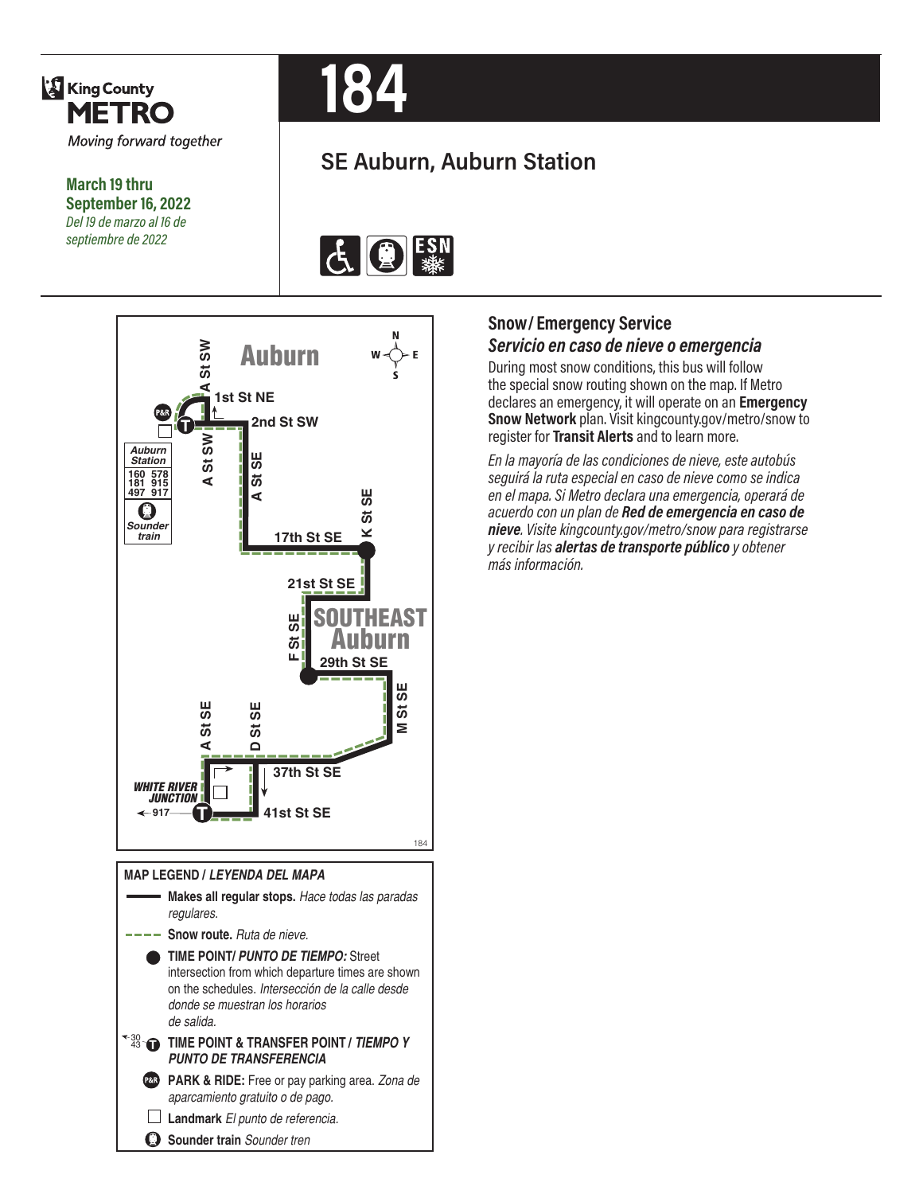King County METRO
*Moving forward together*

**March 19 thru September 16, 2022**
*Del 19 de marzo al 16 de septiembre de 2022*

# 184

## SE Auburn, Auburn Station

Auburn

1st St NE

2nd St SW

A St SW

A St SE

K St SE

17th St SE

21st St SE

SOUTHEAST Auburn

F St SE

29th St SE

M St SE

A St SE

D St SE

37th St SE

41st St SE

WHITE RIVER JUNCTION

917

Auburn Station
160 578
181 915
497 917
Sounder train

**MAP LEGEND / *LEYENDA DEL MAPA***

- **Makes all regular stops.** *Hace todas las paradas regulares.*
- **Snow route.** *Ruta de nieve.*
- **TIME POINT/ *PUNTO DE TIEMPO:*** Street intersection from which departure times are shown on the schedules. *Intersección de la calle desde donde se muestran los horarios de salida.*
- **TIME POINT & TRANSFER POINT / *TIEMPO Y PUNTO DE TRANSFERENCIA***
- **PARK & RIDE:** Free or pay parking area. *Zona de aparcamiento gratuito o de pago.*
- **Landmark** *El punto de referencia.*
- **Sounder train** *Sounder tren*

### Snow/ Emergency Service
### *Servicio en caso de nieve o emergencia*

During most snow conditions, this bus will follow the special snow routing shown on the map. If Metro declares an emergency, it will operate on an **Emergency Snow Network** plan. Visit kingcounty.gov/metro/snow to register for **Transit Alerts** and to learn more.

*En la mayoría de las condiciones de nieve, este autobús seguirá la ruta especial en caso de nieve como se indica en el mapa. Si Metro declara una emergencia, operará de acuerdo con un plan de **Red de emergencia en caso de nieve**. Visite kingcounty.gov/metro/snow para registrarse y recibir las **alertas de transporte público** y obtener más información.*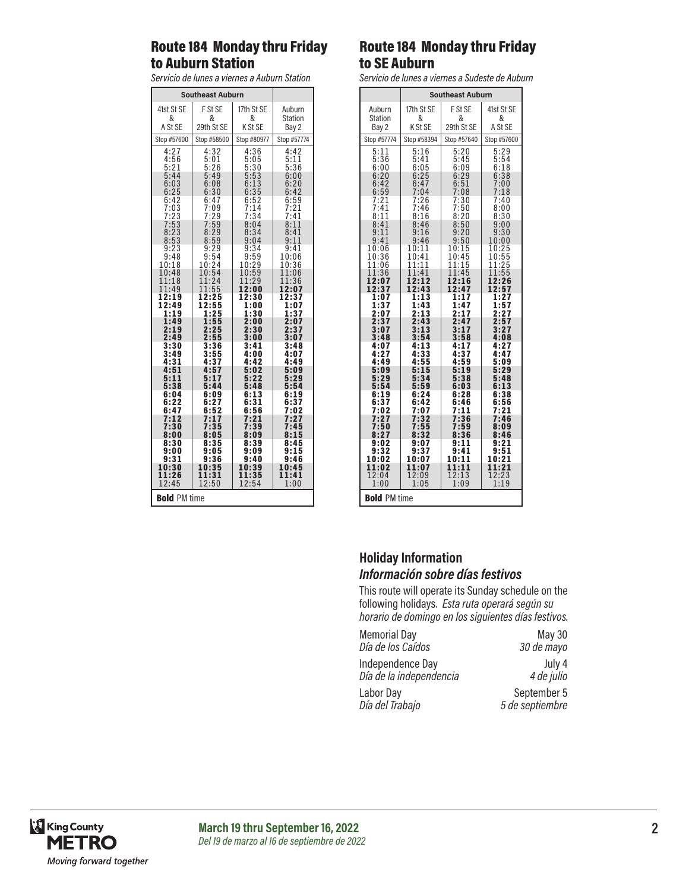## Route 184 Monday thru Friday to Auburn Station

*Servicio de lunes a viernes a Auburn Station*

| Southeast Auburn | | | |
|---|---|---|---|
| 41st St SE & A St SE | F St SE & 29th St SE | 17th St SE & K St SE | Auburn Station Bay 2 |
| Stop #57600 | Stop #58500 | Stop #80977 | Stop #57774 |
| 4:27 | 4:32 | 4:36 | 4:42 |
| 4:56 | 5:01 | 5:05 | 5:11 |
| 5:21 | 5:26 | 5:30 | 5:36 |
| 5:44 | 5:49 | 5:53 | 6:00 |
| 6:03 | 6:08 | 6:13 | 6:20 |
| 6:25 | 6:30 | 6:35 | 6:42 |
| 6:42 | 6:47 | 6:52 | 6:59 |
| 7:03 | 7:09 | 7:14 | 7:21 |
| 7:23 | 7:29 | 7:34 | 7:41 |
| 7:53 | 7:59 | 8:04 | 8:11 |
| 8:23 | 8:29 | 8:34 | 8:41 |
| 8:53 | 8:59 | 9:04 | 9:11 |
| 9:23 | 9:29 | 9:34 | 9:41 |
| 9:48 | 9:54 | 9:59 | 10:06 |
| 10:18 | 10:24 | 10:29 | 10:36 |
| 10:48 | 10:54 | 10:59 | 11:06 |
| 11:18 | 11:24 | 11:29 | 11:36 |
| 11:49 | 11:55 | **12:00** | **12:07** |
| **12:19** | **12:25** | **12:30** | **12:37** |
| **12:49** | **12:55** | **1:00** | **1:07** |
| **1:19** | **1:25** | **1:30** | **1:37** |
| **1:49** | **1:55** | **2:00** | **2:07** |
| **2:19** | **2:25** | **2:30** | **2:37** |
| **2:49** | **2:55** | **3:00** | **3:07** |
| **3:30** | **3:36** | **3:41** | **3:48** |
| **3:49** | **3:55** | **4:00** | **4:07** |
| **4:31** | **4:37** | **4:42** | **4:49** |
| **4:51** | **4:57** | **5:02** | **5:09** |
| **5:11** | **5:17** | **5:22** | **5:29** |
| **5:38** | **5:44** | **5:48** | **5:54** |
| **6:04** | **6:09** | **6:13** | **6:19** |
| **6:22** | **6:27** | **6:31** | **6:37** |
| **6:47** | **6:52** | **6:56** | **7:02** |
| **7:12** | **7:17** | **7:21** | **7:27** |
| **7:30** | **7:35** | **7:39** | **7:45** |
| **8:00** | **8:05** | **8:09** | **8:15** |
| **8:30** | **8:35** | **8:39** | **8:45** |
| **9:00** | **9:05** | **9:09** | **9:15** |
| **9:31** | **9:36** | **9:40** | **9:46** |
| **10:30** | **10:35** | **10:39** | **10:45** |
| **11:26** | **11:31** | **11:35** | **11:41** |
| 12:45 | 12:50 | 12:54 | 1:00 |

**Bold** PM time

## Route 184 Monday thru Friday to SE Auburn

*Servicio de lunes a viernes a Sudeste de Auburn*

| | Southeast Auburn | | |
|---|---|---|---|
| Auburn Station Bay 2 | 17th St SE & K St SE | F St SE & 29th St SE | 41st St SE & A St SE |
| Stop #57774 | Stop #58394 | Stop #57640 | Stop #57600 |
| 5:11 | 5:16 | 5:20 | 5:29 |
| 5:36 | 5:41 | 5:45 | 5:54 |
| 6:00 | 6:05 | 6:09 | 6:18 |
| 6:20 | 6:25 | 6:29 | 6:38 |
| 6:42 | 6:47 | 6:51 | 7:00 |
| 6:59 | 7:04 | 7:08 | 7:18 |
| 7:21 | 7:26 | 7:30 | 7:40 |
| 7:41 | 7:46 | 7:50 | 8:00 |
| 8:11 | 8:16 | 8:20 | 8:30 |
| 8:41 | 8:46 | 8:50 | 9:00 |
| 9:11 | 9:16 | 9:20 | 9:30 |
| 9:41 | 9:46 | 9:50 | 10:00 |
| 10:06 | 10:11 | 10:15 | 10:25 |
| 10:36 | 10:41 | 10:45 | 10:55 |
| 11:06 | 11:11 | 11:15 | 11:25 |
| 11:36 | 11:41 | 11:45 | 11:55 |
| **12:07** | **12:12** | **12:16** | **12:26** |
| **12:37** | **12:43** | **12:47** | **12:57** |
| **1:07** | **1:13** | **1:17** | **1:27** |
| **1:37** | **1:43** | **1:47** | **1:57** |
| **2:07** | **2:13** | **2:17** | **2:27** |
| **2:37** | **2:43** | **2:47** | **2:57** |
| **3:07** | **3:13** | **3:17** | **3:27** |
| **3:48** | **3:54** | **3:58** | **4:08** |
| **4:07** | **4:13** | **4:17** | **4:27** |
| **4:27** | **4:33** | **4:37** | **4:47** |
| **4:49** | **4:55** | **4:59** | **5:09** |
| **5:09** | **5:15** | **5:19** | **5:29** |
| **5:29** | **5:34** | **5:38** | **5:48** |
| **5:54** | **5:59** | **6:03** | **6:13** |
| **6:19** | **6:24** | **6:28** | **6:38** |
| **6:37** | **6:42** | **6:46** | **6:56** |
| **7:02** | **7:07** | **7:11** | **7:21** |
| **7:27** | **7:32** | **7:36** | **7:46** |
| **7:50** | **7:55** | **7:59** | **8:09** |
| **8:27** | **8:32** | **8:36** | **8:46** |
| **9:02** | **9:07** | **9:11** | **9:21** |
| **9:32** | **9:37** | **9:41** | **9:51** |
| **10:02** | **10:07** | **10:11** | **10:21** |
| **11:02** | **11:07** | **11:11** | **11:21** |
| 12:04 | 12:09 | 12:13 | 12:23 |
| 1:00 | 1:05 | 1:09 | 1:19 |

**Bold** PM time

### Holiday Information
### *Información sobre días festivos*

This route will operate its Sunday schedule on the following holidays. *Esta ruta operará según su horario de domingo en los siguientes días festivos.*

| Holiday | Date |
|---|---|
| Memorial Day *Día de los Caídos* | May 30 *30 de mayo* |
| Independence Day *Día de la independencia* | July 4 *4 de julio* |
| Labor Day *Día del Trabajo* | September 5 *5 de septiembre* |

King County METRO *Moving forward together*

**March 19 thru September 16, 2022**
*Del 19 de marzo al 16 de septiembre de 2022*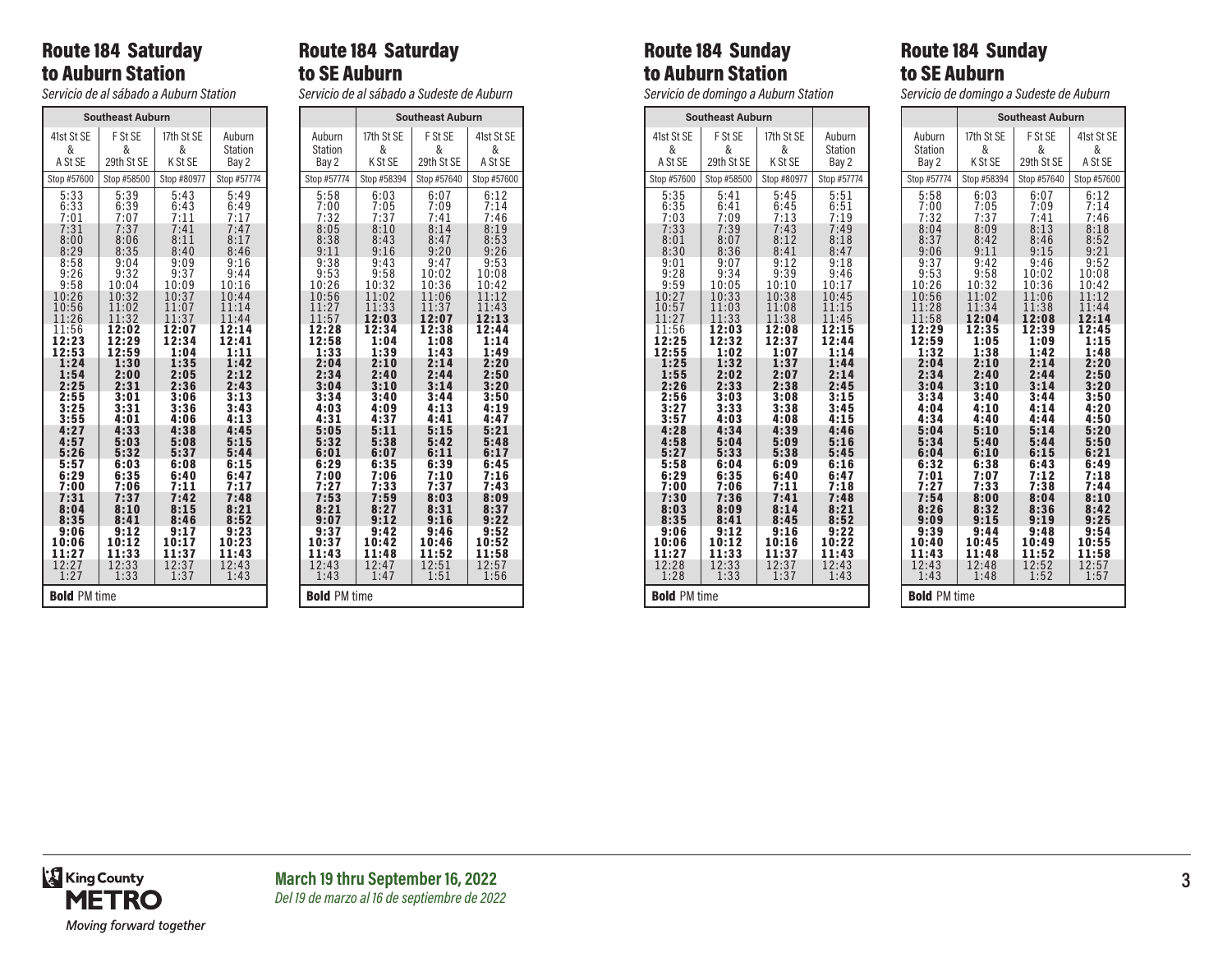## Route 184 Saturday to Auburn Station

*Servicio de al sábado a Auburn Station*

| Southeast Auburn | | | |
|---|---|---|---|
| 41st St SE & A St SE | F St SE & 29th St SE | 17th St SE & K St SE | Auburn Station Bay 2 |
| Stop #57600 | Stop #58500 | Stop #80977 | Stop #57774 |
| 5:33 | 5:39 | 5:43 | 5:49 |
| 6:33 | 6:39 | 6:43 | 6:49 |
| 7:01 | 7:07 | 7:11 | 7:17 |
| 7:31 | 7:37 | 7:41 | 7:47 |
| 8:00 | 8:06 | 8:11 | 8:17 |
| 8:29 | 8:35 | 8:40 | 8:46 |
| 8:58 | 9:04 | 9:09 | 9:16 |
| 9:26 | 9:32 | 9:37 | 9:44 |
| 9:58 | 10:04 | 10:09 | 10:16 |
| 10:26 | 10:32 | 10:37 | 10:44 |
| 10:56 | 11:02 | 11:07 | 11:14 |
| 11:26 | 11:32 | 11:37 | 11:44 |
| 11:56 | **12:02** | **12:07** | **12:14** |
| **12:23** | **12:29** | **12:34** | **12:41** |
| **12:53** | **12:59** | **1:04** | **1:11** |
| **1:24** | **1:30** | **1:35** | **1:42** |
| **1:54** | **2:00** | **2:05** | **2:12** |
| **2:25** | **2:31** | **2:36** | **2:43** |
| **2:55** | **3:01** | **3:06** | **3:13** |
| **3:25** | **3:31** | **3:36** | **3:43** |
| **3:55** | **4:01** | **4:06** | **4:13** |
| **4:27** | **4:33** | **4:38** | **4:45** |
| **4:57** | **5:03** | **5:08** | **5:15** |
| **5:26** | **5:32** | **5:37** | **5:44** |
| **5:57** | **6:03** | **6:08** | **6:15** |
| **6:29** | **6:35** | **6:40** | **6:47** |
| **7:00** | **7:06** | **7:11** | **7:17** |
| **7:31** | **7:37** | **7:42** | **7:48** |
| **8:04** | **8:10** | **8:15** | **8:21** |
| **8:35** | **8:41** | **8:46** | **8:52** |
| **9:06** | **9:12** | **9:17** | **9:23** |
| **10:06** | **10:12** | **10:17** | **10:23** |
| **11:27** | **11:33** | **11:37** | **11:43** |
| 12:27 | 12:33 | 12:37 | 12:43 |
| 1:27 | 1:33 | 1:37 | 1:43 |

**Bold** PM time

## Route 184 Saturday to SE Auburn

*Servicio de al sábado a Sudeste de Auburn*

| | Southeast Auburn | | |
|---|---|---|---|
| Auburn Station Bay 2 | 17th St SE & K St SE | F St SE & 29th St SE | 41st St SE & A St SE |
| Stop #57774 | Stop #58394 | Stop #57640 | Stop #57600 |
| 5:58 | 6:03 | 6:07 | 6:12 |
| 7:00 | 7:05 | 7:09 | 7:14 |
| 7:32 | 7:37 | 7:41 | 7:46 |
| 8:05 | 8:10 | 8:14 | 8:19 |
| 8:38 | 8:43 | 8:47 | 8:53 |
| 9:11 | 9:16 | 9:20 | 9:26 |
| 9:38 | 9:43 | 9:47 | 9:53 |
| 9:53 | 9:58 | 10:02 | 10:08 |
| 10:26 | 10:32 | 10:36 | 10:42 |
| 10:56 | 11:02 | 11:06 | 11:12 |
| 11:27 | 11:33 | 11:37 | 11:43 |
| 11:57 | **12:03** | **12:07** | **12:13** |
| **12:28** | **12:34** | **12:38** | **12:44** |
| **12:58** | **1:04** | **1:08** | **1:14** |
| **1:33** | **1:39** | **1:43** | **1:49** |
| **2:04** | **2:10** | **2:14** | **2:20** |
| **2:34** | **2:40** | **2:44** | **2:50** |
| **3:04** | **3:10** | **3:14** | **3:20** |
| **3:34** | **3:40** | **3:44** | **3:50** |
| **4:03** | **4:09** | **4:13** | **4:19** |
| **4:31** | **4:37** | **4:41** | **4:47** |
| **5:05** | **5:11** | **5:15** | **5:21** |
| **5:32** | **5:38** | **5:42** | **5:48** |
| **6:01** | **6:07** | **6:11** | **6:17** |
| **6:29** | **6:35** | **6:39** | **6:45** |
| **7:00** | **7:06** | **7:10** | **7:16** |
| **7:27** | **7:33** | **7:37** | **7:43** |
| **7:53** | **7:59** | **8:03** | **8:09** |
| **8:21** | **8:27** | **8:31** | **8:37** |
| **9:07** | **9:12** | **9:16** | **9:22** |
| **9:37** | **9:42** | **9:46** | **9:52** |
| **10:37** | **10:42** | **10:46** | **10:52** |
| **11:43** | **11:48** | **11:52** | **11:58** |
| 12:43 | 12:47 | 12:51 | 12:57 |
| 1:43 | 1:47 | 1:51 | 1:56 |

**Bold** PM time

## Route 184 Sunday to Auburn Station

*Servicio de domingo a Auburn Station*

| Southeast Auburn | | | |
|---|---|---|---|
| 41st St SE & A St SE | F St SE & 29th St SE | 17th St SE & K St SE | Auburn Station Bay 2 |
| Stop #57600 | Stop #58500 | Stop #80977 | Stop #57774 |
| 5:35 | 5:41 | 5:45 | 5:51 |
| 6:35 | 6:41 | 6:45 | 6:51 |
| 7:03 | 7:09 | 7:13 | 7:19 |
| 7:33 | 7:39 | 7:43 | 7:49 |
| 8:01 | 8:07 | 8:12 | 8:18 |
| 8:30 | 8:36 | 8:41 | 8:47 |
| 9:01 | 9:07 | 9:12 | 9:18 |
| 9:28 | 9:34 | 9:39 | 9:46 |
| 9:59 | 10:05 | 10:10 | 10:17 |
| 10:27 | 10:33 | 10:38 | 10:45 |
| 10:57 | 11:03 | 11:08 | 11:15 |
| 11:27 | 11:33 | 11:38 | 11:45 |
| 11:56 | **12:03** | **12:08** | **12:15** |
| **12:25** | **12:32** | **12:37** | **12:44** |
| **12:55** | **1:02** | **1:07** | **1:14** |
| **1:25** | **1:32** | **1:37** | **1:44** |
| **1:55** | **2:02** | **2:07** | **2:14** |
| **2:26** | **2:33** | **2:38** | **2:45** |
| **2:56** | **3:03** | **3:08** | **3:15** |
| **3:27** | **3:33** | **3:38** | **3:45** |
| **3:57** | **4:03** | **4:08** | **4:15** |
| **4:28** | **4:34** | **4:39** | **4:46** |
| **4:58** | **5:04** | **5:09** | **5:16** |
| **5:27** | **5:33** | **5:38** | **5:45** |
| **5:58** | **6:04** | **6:09** | **6:16** |
| **6:29** | **6:35** | **6:40** | **6:47** |
| **7:00** | **7:06** | **7:11** | **7:18** |
| **7:30** | **7:36** | **7:41** | **7:48** |
| **8:03** | **8:09** | **8:14** | **8:21** |
| **8:35** | **8:41** | **8:45** | **8:52** |
| **9:06** | **9:12** | **9:16** | **9:22** |
| **10:06** | **10:12** | **10:16** | **10:22** |
| **11:27** | **11:33** | **11:37** | **11:43** |
| 12:28 | 12:33 | 12:37 | 12:43 |
| 1:28 | 1:33 | 1:37 | 1:43 |

**Bold** PM time

## Route 184 Sunday to SE Auburn

*Servicio de domingo a Sudeste de Auburn*

| | Southeast Auburn | | |
|---|---|---|---|
| Auburn Station Bay 2 | 17th St SE & K St SE | F St SE & 29th St SE | 41st St SE & A St SE |
| Stop #57774 | Stop #58394 | Stop #57640 | Stop #57600 |
| 5:58 | 6:03 | 6:07 | 6:12 |
| 7:00 | 7:05 | 7:09 | 7:14 |
| 7:32 | 7:37 | 7:41 | 7:46 |
| 8:04 | 8:09 | 8:13 | 8:18 |
| 8:37 | 8:42 | 8:46 | 8:52 |
| 9:06 | 9:11 | 9:15 | 9:21 |
| 9:37 | 9:42 | 9:46 | 9:52 |
| 9:53 | 9:58 | 10:02 | 10:08 |
| 10:26 | 10:32 | 10:36 | 10:42 |
| 10:56 | 11:02 | 11:06 | 11:12 |
| 11:28 | 11:34 | 11:38 | 11:44 |
| 11:58 | **12:04** | **12:08** | **12:14** |
| **12:29** | **12:35** | **12:39** | **12:45** |
| **12:59** | **1:05** | **1:09** | **1:15** |
| **1:32** | **1:38** | **1:42** | **1:48** |
| **2:04** | **2:10** | **2:14** | **2:20** |
| **2:34** | **2:40** | **2:44** | **2:50** |
| **3:04** | **3:10** | **3:14** | **3:20** |
| **3:34** | **3:40** | **3:44** | **3:50** |
| **4:04** | **4:10** | **4:14** | **4:20** |
| **4:34** | **4:40** | **4:44** | **4:50** |
| **5:04** | **5:10** | **5:14** | **5:20** |
| **5:34** | **5:40** | **5:44** | **5:50** |
| **6:04** | **6:10** | **6:15** | **6:21** |
| **6:32** | **6:38** | **6:43** | **6:49** |
| **7:01** | **7:07** | **7:12** | **7:18** |
| **7:27** | **7:33** | **7:38** | **7:44** |
| **7:54** | **8:00** | **8:04** | **8:10** |
| **8:26** | **8:32** | **8:36** | **8:42** |
| **9:09** | **9:15** | **9:19** | **9:25** |
| **9:39** | **9:44** | **9:48** | **9:54** |
| **10:40** | **10:45** | **10:49** | **10:55** |
| **11:43** | **11:48** | **11:52** | **11:58** |
| 12:43 | 12:48 | 12:52 | 12:57 |
| 1:43 | 1:48 | 1:52 | 1:57 |

**Bold** PM time

King County METRO

*Moving forward together*

**March 19 thru September 16, 2022**

*Del 19 de marzo al 16 de septiembre de 2022*